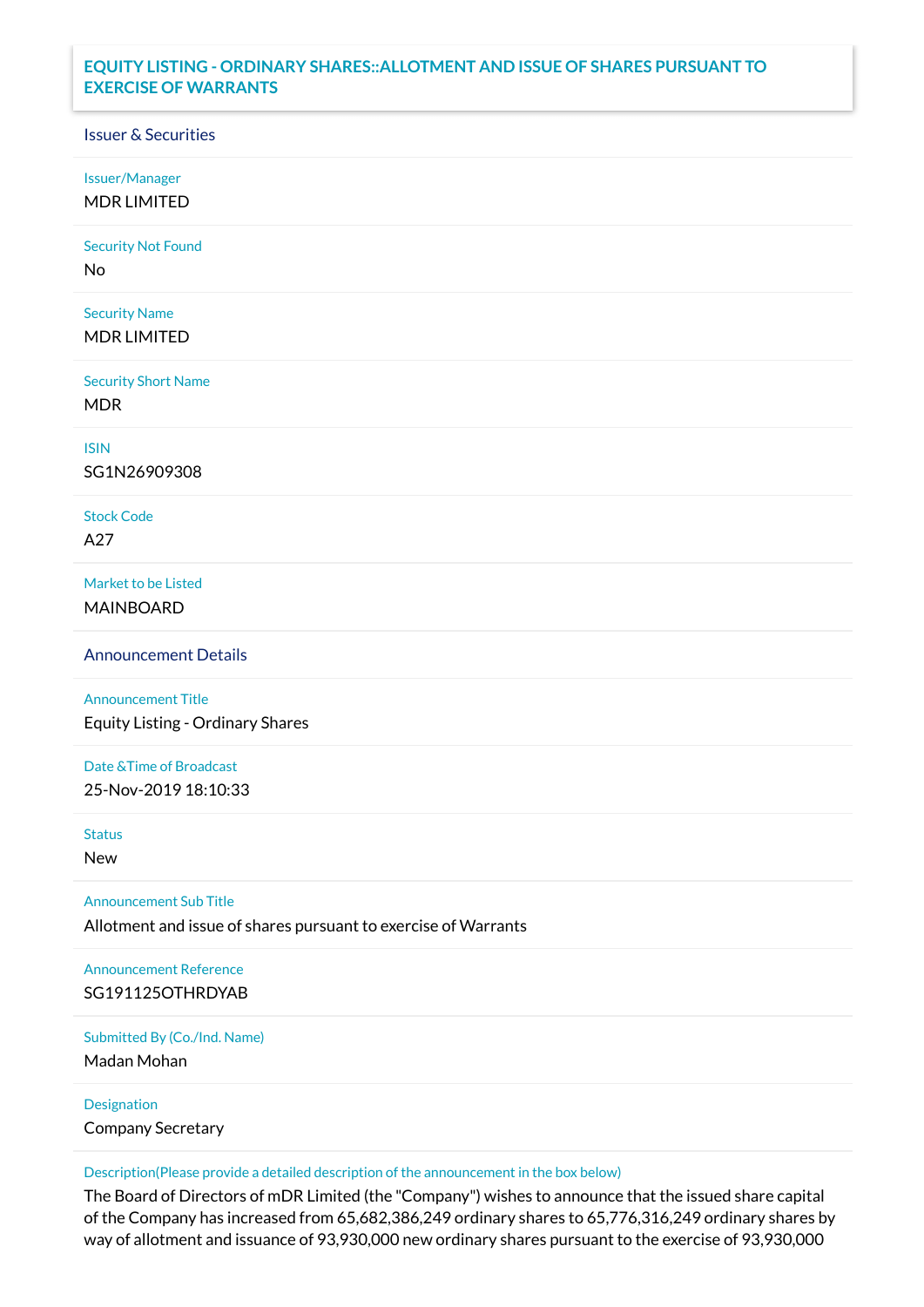# EQUITY LISTING - ORDINARY SHARES::ALLOTMENT AND ISSUE OF SHARES PURSUANT TO EXERCISE OF WARRANTS

## Issuer & Securities

**Issuer/Manager**
MDR LIMITED

**Security Not Found**
No

**Security Name**
MDR LIMITED

**Security Short Name**
MDR

**ISIN**
SG1N26909308

**Stock Code**
A27

**Market to be Listed**
MAINBOARD

## Announcement Details

**Announcement Title**
Equity Listing - Ordinary Shares

**Date &Time of Broadcast**
25-Nov-2019 18:10:33

**Status**
New

**Announcement Sub Title**
Allotment and issue of shares pursuant to exercise of Warrants

**Announcement Reference**
SG191125OTHRDYAB

**Submitted By (Co./Ind. Name)**
Madan Mohan

**Designation**
Company Secretary

**Description(Please provide a detailed description of the announcement in the box below)**
The Board of Directors of mDR Limited (the "Company") wishes to announce that the issued share capital of the Company has increased from 65,682,386,249 ordinary shares to 65,776,316,249 ordinary shares by way of allotment and issuance of 93,930,000 new ordinary shares pursuant to the exercise of 93,930,000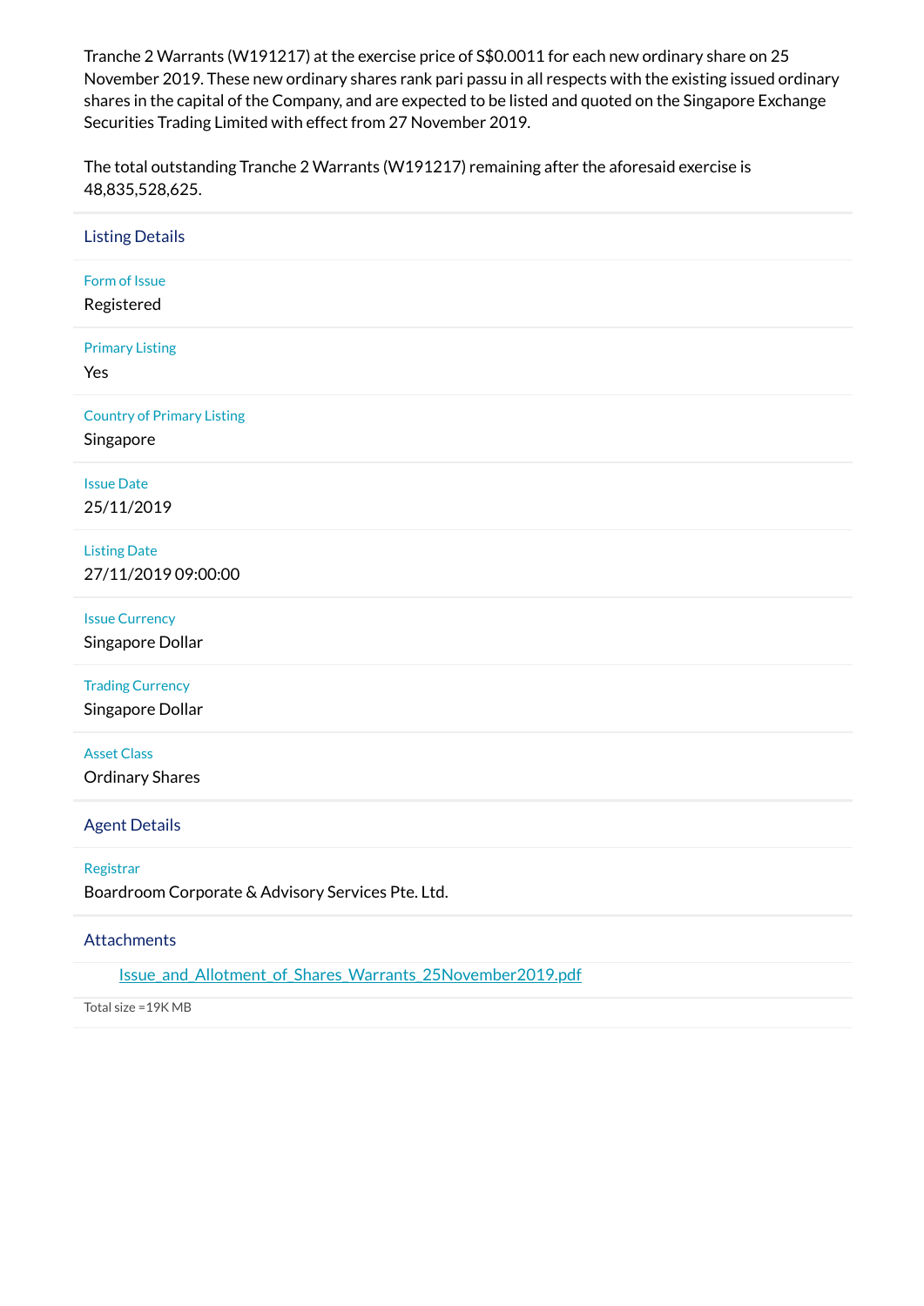Tranche 2 Warrants (W191217) at the exercise price of S$0.0011 for each new ordinary share on 25 November 2019. These new ordinary shares rank pari passu in all respects with the existing issued ordinary shares in the capital of the Company, and are expected to be listed and quoted on the Singapore Exchange Securities Trading Limited with effect from 27 November 2019.

The total outstanding Tranche 2 Warrants (W191217) remaining after the aforesaid exercise is 48,835,528,625.

## Listing Details

**Form of Issue**
Registered

**Primary Listing**
Yes

**Country of Primary Listing**
Singapore

**Issue Date**
25/11/2019

**Listing Date**
27/11/2019 09:00:00

**Issue Currency**
Singapore Dollar

**Trading Currency**
Singapore Dollar

**Asset Class**
Ordinary Shares

## Agent Details

**Registrar**
Boardroom Corporate & Advisory Services Pte. Ltd.

## Attachments

Issue_and_Allotment_of_Shares_Warrants_25November2019.pdf

Total size =19K MB